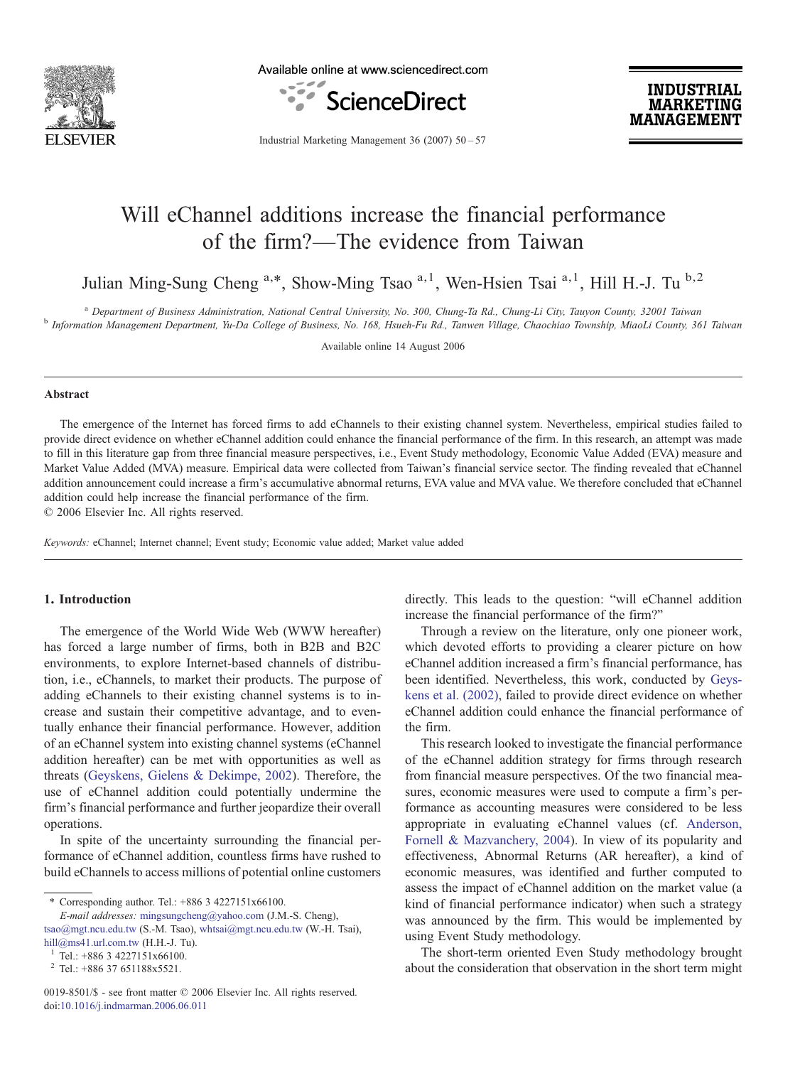# Will eChannel additions increase the financial performance of the firm?—The evidence from Taiwan

Julian Ming-Sung Cheng [a,*], Show-Ming Tsao [a,1], Wen-Hsien Tsai [a,1], Hill H.-J. Tu [b,2]

[a] Department of Business Administration, National Central University, No. 300, Chung-Ta Rd., Chung-Li City, Tauyon County, 32001 Taiwan

[b] Information Management Department, Yu-Da College of Business, No. 168, Hsueh-Fu Rd., Tanwen Village, Chaochiao Township, MiaoLi County, 361 Taiwan

Available online 14 August 2006

## Abstract

The emergence of the Internet has forced firms to add eChannels to their existing channel system. Nevertheless, empirical studies failed to provide direct evidence on whether eChannel addition could enhance the financial performance of the firm. In this research, an attempt was made to fill in this literature gap from three financial measure perspectives, i.e., Event Study methodology, Economic Value Added (EVA) measure and Market Value Added (MVA) measure. Empirical data were collected from Taiwan's financial service sector. The finding revealed that eChannel addition announcement could increase a firm's accumulative abnormal returns, EVA value and MVA value. We therefore concluded that eChannel addition could help increase the financial performance of the firm.

© 2006 Elsevier Inc. All rights reserved.

*Keywords:* eChannel; Internet channel; Event study; Economic value added; Market value added

## 1. Introduction

The emergence of the World Wide Web (WWW hereafter) has forced a large number of firms, both in B2B and B2C environments, to explore Internet-based channels of distribution, i.e., eChannels, to market their products. The purpose of adding eChannels to their existing channel systems is to increase and sustain their competitive advantage, and to eventually enhance their financial performance. However, addition of an eChannel system into existing channel systems (eChannel addition hereafter) can be met with opportunities as well as threats (Geyskens, Gielens & Dekimpe, 2002). Therefore, the use of eChannel addition could potentially undermine the firm's financial performance and further jeopardize their overall operations.

In spite of the uncertainty surrounding the financial performance of eChannel addition, countless firms have rushed to build eChannels to access millions of potential online customers directly. This leads to the question: "will eChannel addition increase the financial performance of the firm?"

Through a review on the literature, only one pioneer work, which devoted efforts to providing a clearer picture on how eChannel addition increased a firm's financial performance, has been identified. Nevertheless, this work, conducted by Geyskens et al. (2002), failed to provide direct evidence on whether eChannel addition could enhance the financial performance of the firm.

This research looked to investigate the financial performance of the eChannel addition strategy for firms through research from financial measure perspectives. Of the two financial measures, economic measures were used to compute a firm's performance as accounting measures were considered to be less appropriate in evaluating eChannel values (cf. Anderson, Fornell & Mazvanchery, 2004). In view of its popularity and effectiveness, Abnormal Returns (AR hereafter), a kind of economic measures, was identified and further computed to assess the impact of eChannel addition on the market value (a kind of financial performance indicator) when such a strategy was announced by the firm. This would be implemented by using Event Study methodology.

The short-term oriented Even Study methodology brought about the consideration that observation in the short term might

\* Corresponding author. Tel.: +886 3 4227151x66100.

*E-mail addresses:* mingsungcheng@yahoo.com (J.M.-S. Cheng), tsao@mgt.ncu.edu.tw (S.-M. Tsao), whtsai@mgt.ncu.edu.tw (W.-H. Tsai), hill@ms41.url.com.tw (H.H.-J. Tu).

[1] Tel.: +886 3 4227151x66100.

[2] Tel.: +886 37 651188x5521.

0019-8501/$ - see front matter © 2006 Elsevier Inc. All rights reserved.
doi:10.1016/j.indmarman.2006.06.011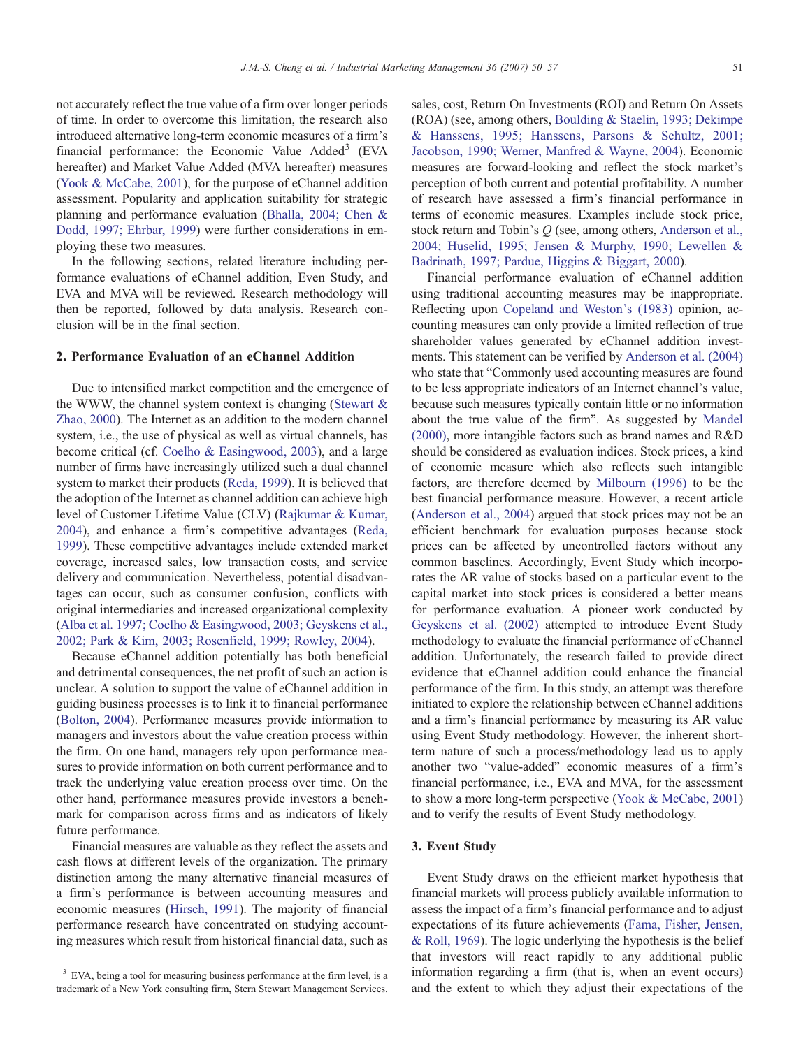not accurately reflect the true value of a firm over longer periods of time. In order to overcome this limitation, the research also introduced alternative long-term economic measures of a firm's financial performance: the Economic Value Added[3] (EVA hereafter) and Market Value Added (MVA hereafter) measures (Yook & McCabe, 2001), for the purpose of eChannel addition assessment. Popularity and application suitability for strategic planning and performance evaluation (Bhalla, 2004; Chen & Dodd, 1997; Ehrbar, 1999) were further considerations in employing these two measures.

In the following sections, related literature including performance evaluations of eChannel addition, Even Study, and EVA and MVA will be reviewed. Research methodology will then be reported, followed by data analysis. Research conclusion will be in the final section.

## 2. Performance Evaluation of an eChannel Addition

Due to intensified market competition and the emergence of the WWW, the channel system context is changing (Stewart & Zhao, 2000). The Internet as an addition to the modern channel system, i.e., the use of physical as well as virtual channels, has become critical (cf. Coelho & Easingwood, 2003), and a large number of firms have increasingly utilized such a dual channel system to market their products (Reda, 1999). It is believed that the adoption of the Internet as channel addition can achieve high level of Customer Lifetime Value (CLV) (Rajkumar & Kumar, 2004), and enhance a firm's competitive advantages (Reda, 1999). These competitive advantages include extended market coverage, increased sales, low transaction costs, and service delivery and communication. Nevertheless, potential disadvantages can occur, such as consumer confusion, conflicts with original intermediaries and increased organizational complexity (Alba et al. 1997; Coelho & Easingwood, 2003; Geyskens et al., 2002; Park & Kim, 2003; Rosenfield, 1999; Rowley, 2004).

Because eChannel addition potentially has both beneficial and detrimental consequences, the net profit of such an action is unclear. A solution to support the value of eChannel addition in guiding business processes is to link it to financial performance (Bolton, 2004). Performance measures provide information to managers and investors about the value creation process within the firm. On one hand, managers rely upon performance measures to provide information on both current performance and to track the underlying value creation process over time. On the other hand, performance measures provide investors a benchmark for comparison across firms and as indicators of likely future performance.

Financial measures are valuable as they reflect the assets and cash flows at different levels of the organization. The primary distinction among the many alternative financial measures of a firm's performance is between accounting measures and economic measures (Hirsch, 1991). The majority of financial performance research have concentrated on studying accounting measures which result from historical financial data, such as sales, cost, Return On Investments (ROI) and Return On Assets (ROA) (see, among others, Boulding & Staelin, 1993; Dekimpe & Hanssens, 1995; Hanssens, Parsons & Schultz, 2001; Jacobson, 1990; Werner, Manfred & Wayne, 2004). Economic measures are forward-looking and reflect the stock market's perception of both current and potential profitability. A number of research have assessed a firm's financial performance in terms of economic measures. Examples include stock price, stock return and Tobin's *Q* (see, among others, Anderson et al., 2004; Huselid, 1995; Jensen & Murphy, 1990; Lewellen & Badrinath, 1997; Pardue, Higgins & Biggart, 2000).

Financial performance evaluation of eChannel addition using traditional accounting measures may be inappropriate. Reflecting upon Copeland and Weston's (1983) opinion, accounting measures can only provide a limited reflection of true shareholder values generated by eChannel addition investments. This statement can be verified by Anderson et al. (2004) who state that "Commonly used accounting measures are found to be less appropriate indicators of an Internet channel's value, because such measures typically contain little or no information about the true value of the firm". As suggested by Mandel (2000), more intangible factors such as brand names and R&D should be considered as evaluation indices. Stock prices, a kind of economic measure which also reflects such intangible factors, are therefore deemed by Milbourn (1996) to be the best financial performance measure. However, a recent article (Anderson et al., 2004) argued that stock prices may not be an efficient benchmark for evaluation purposes because stock prices can be affected by uncontrolled factors without any common baselines. Accordingly, Event Study which incorporates the AR value of stocks based on a particular event to the capital market into stock prices is considered a better means for performance evaluation. A pioneer work conducted by Geyskens et al. (2002) attempted to introduce Event Study methodology to evaluate the financial performance of eChannel addition. Unfortunately, the research failed to provide direct evidence that eChannel addition could enhance the financial performance of the firm. In this study, an attempt was therefore initiated to explore the relationship between eChannel additions and a firm's financial performance by measuring its AR value using Event Study methodology. However, the inherent short-term nature of such a process/methodology lead us to apply another two "value-added" economic measures of a firm's financial performance, i.e., EVA and MVA, for the assessment to show a more long-term perspective (Yook & McCabe, 2001) and to verify the results of Event Study methodology.

## 3. Event Study

Event Study draws on the efficient market hypothesis that financial markets will process publicly available information to assess the impact of a firm's financial performance and to adjust expectations of its future achievements (Fama, Fisher, Jensen, & Roll, 1969). The logic underlying the hypothesis is the belief that investors will react rapidly to any additional public information regarding a firm (that is, when an event occurs) and the extent to which they adjust their expectations of the

[3] EVA, being a tool for measuring business performance at the firm level, is a trademark of a New York consulting firm, Stern Stewart Management Services.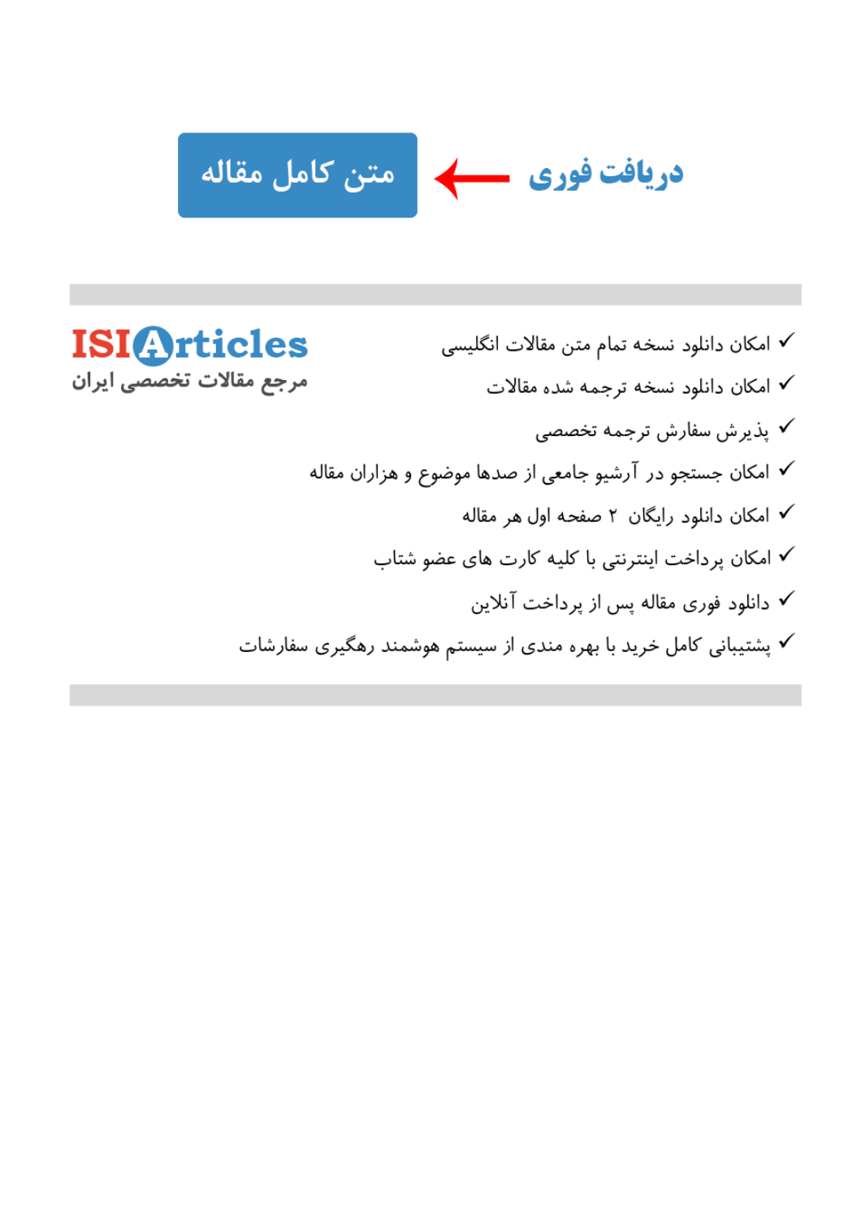**متن کامل مقاله** ← **دریافت فوری**

ISIArticles
مرجع مقالات تخصصی ایران

- ✓ امکان دانلود نسخه تمام متن مقالات انگلیسی
- ✓ امکان دانلود نسخه ترجمه شده مقالات
- ✓ پذیرش سفارش ترجمه تخصصی
- ✓ امکان جستجو در آرشیو جامعی از صدها موضوع و هزاران مقاله
- ✓ امکان دانلود رایگان ۲ صفحه اول هر مقاله
- ✓ امکان پرداخت اینترنتی با کلیه کارت های عضو شتاب
- ✓ دانلود فوری مقاله پس از پرداخت آنلاین
- ✓ پشتیبانی کامل خرید با بهره مندی از سیستم هوشمند رهگیری سفارشات